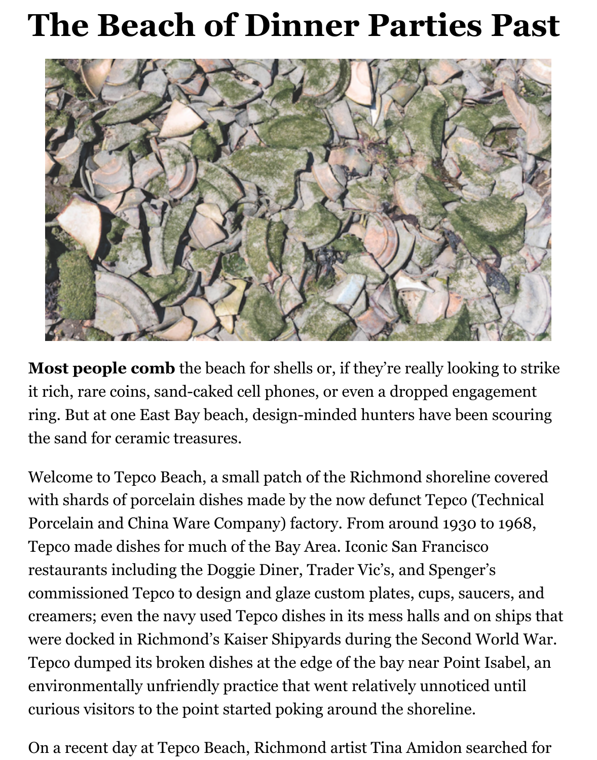# The Beach of Dinner Parties Past

**Most people comb** the beach for shells or, if they're really looking to strike it rich, rare coins, sand-caked cell phones, or even a dropped engagement ring. But at one East Bay beach, design-minded hunters have been scouring the sand for ceramic treasures.

Welcome to Tepco Beach, a small patch of the Richmond shoreline covered with shards of porcelain dishes made by the now defunct Tepco (Technical Porcelain and China Ware Company) factory. From around 1930 to 1968, Tepco made dishes for much of the Bay Area. Iconic San Francisco restaurants including the Doggie Diner, Trader Vic's, and Spenger's commissioned Tepco to design and glaze custom plates, cups, saucers, and creamers; even the navy used Tepco dishes in its mess halls and on ships that were docked in Richmond's Kaiser Shipyards during the Second World War. Tepco dumped its broken dishes at the edge of the bay near Point Isabel, an environmentally unfriendly practice that went relatively unnoticed until curious visitors to the point started poking around the shoreline.

On a recent day at Tepco Beach, Richmond artist Tina Amidon searched for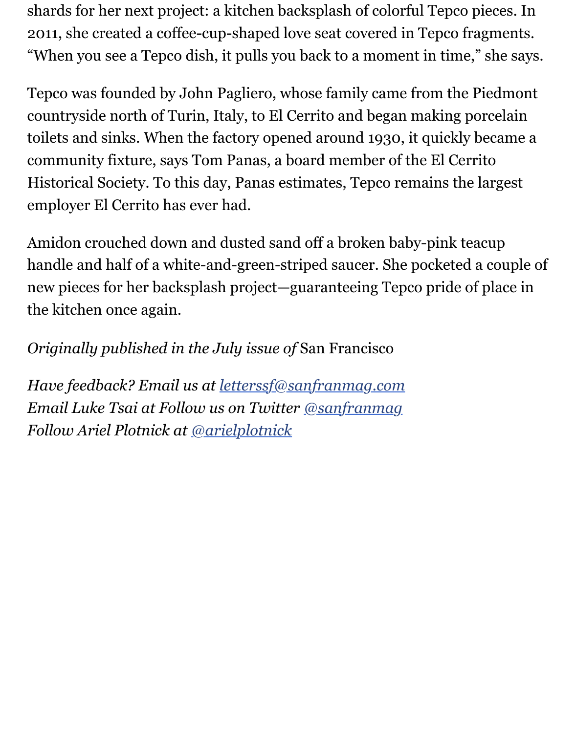shards for her next project: a kitchen backsplash of colorful Tepco pieces. In 2011, she created a coffee-cup-shaped love seat covered in Tepco fragments. "When you see a Tepco dish, it pulls you back to a moment in time," she says.

Tepco was founded by John Pagliero, whose family came from the Piedmont countryside north of Turin, Italy, to El Cerrito and began making porcelain toilets and sinks. When the factory opened around 1930, it quickly became a community fixture, says Tom Panas, a board member of the El Cerrito Historical Society. To this day, Panas estimates, Tepco remains the largest employer El Cerrito has ever had.

Amidon crouched down and dusted sand off a broken baby-pink teacup handle and half of a white-and-green-striped saucer. She pocketed a couple of new pieces for her backsplash project—guaranteeing Tepco pride of place in the kitchen once again.

*Originally published in the July issue of* San Francisco

*Have feedback? Email us at [letterssf@sanfranmag.com](mailto:letterssf@sanfranmag.com)*
*Email Luke Tsai at Follow us on Twitter [@sanfranmag](https://twitter.com/sanfranmag)*
*Follow Ariel Plotnick at [@arielplotnick](https://twitter.com/arielplotnick)*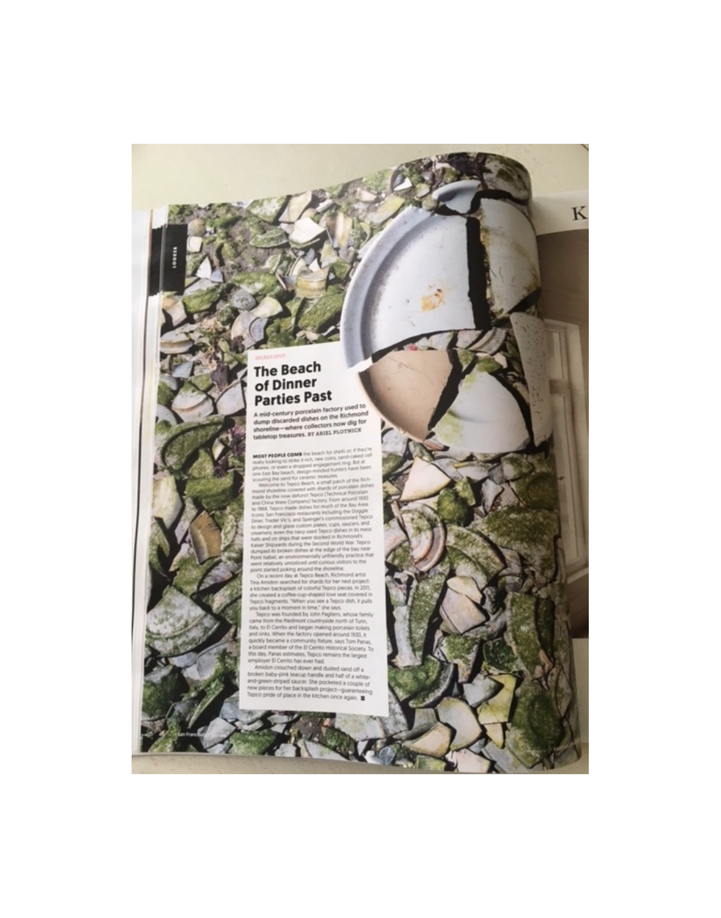SECRET SPOT

# The Beach of Dinner Parties Past

**A mid-century porcelain factory used to dump discarded dishes on the Richmond shoreline—where collectors now dig for tabletop treasures.** BY ARIEL PLOTNICK

**MOST PEOPLE COMB** the beach for shells or, if they're really looking to strike it rich, rare coins, sand-caked cell phones, or even a dropped engagement ring. But at one East Bay beach, design-minded hunters have been scouring the sand for ceramic treasures.

Welcome to Tepco Beach, a small patch of the Richmond shoreline covered with shards of porcelain dishes made by the now defunct Tepco (Technical Porcelain and China Ware Company) factory. From around 1930 to 1968, Tepco made dishes for much of the Bay Area. Iconic San Francisco restaurants including the Doggie Diner, Trader Vic's, and Spenger's commissioned Tepco to design and glaze custom plates, cups, saucers, and creamers; even the navy used Tepco dishes in its mess halls and on ships that were docked in Richmond's Kaiser Shipyards during the Second World War. Tepco dumped its broken dishes at the edge of the bay near Point Isabel, an environmentally unfriendly practice that went relatively unnoticed until curious visitors to the point started poking around the shoreline.

On a recent day at Tepco Beach, Richmond artist Tina Amidon searched for shards for her next project: a kitchen backsplash of colorful Tepco pieces. In 2011, she created a coffee-cup-shaped love seat covered in Tepco fragments. "When you see a Tepco dish, it pulls you back to a moment in time," she says.

Tepco was founded by John Pagliero, whose family came from the Piedmont countryside north of Turin, Italy, to El Cerrito and began making porcelain toilets and sinks. When the factory opened around 1930, it quickly became a community fixture, says Tom Panas, a board member of the El Cerrito Historical Society. To this day, Panas estimates, Tepco remains the largest employer El Cerrito has ever had.

Amidon crouched down and dusted sand off a broken baby-pink teacup handle and half of a white-and-green-striped saucer. She pocketed a couple of new pieces for her backsplash project—guaranteeing Tepco pride of place in the kitchen once again. ■